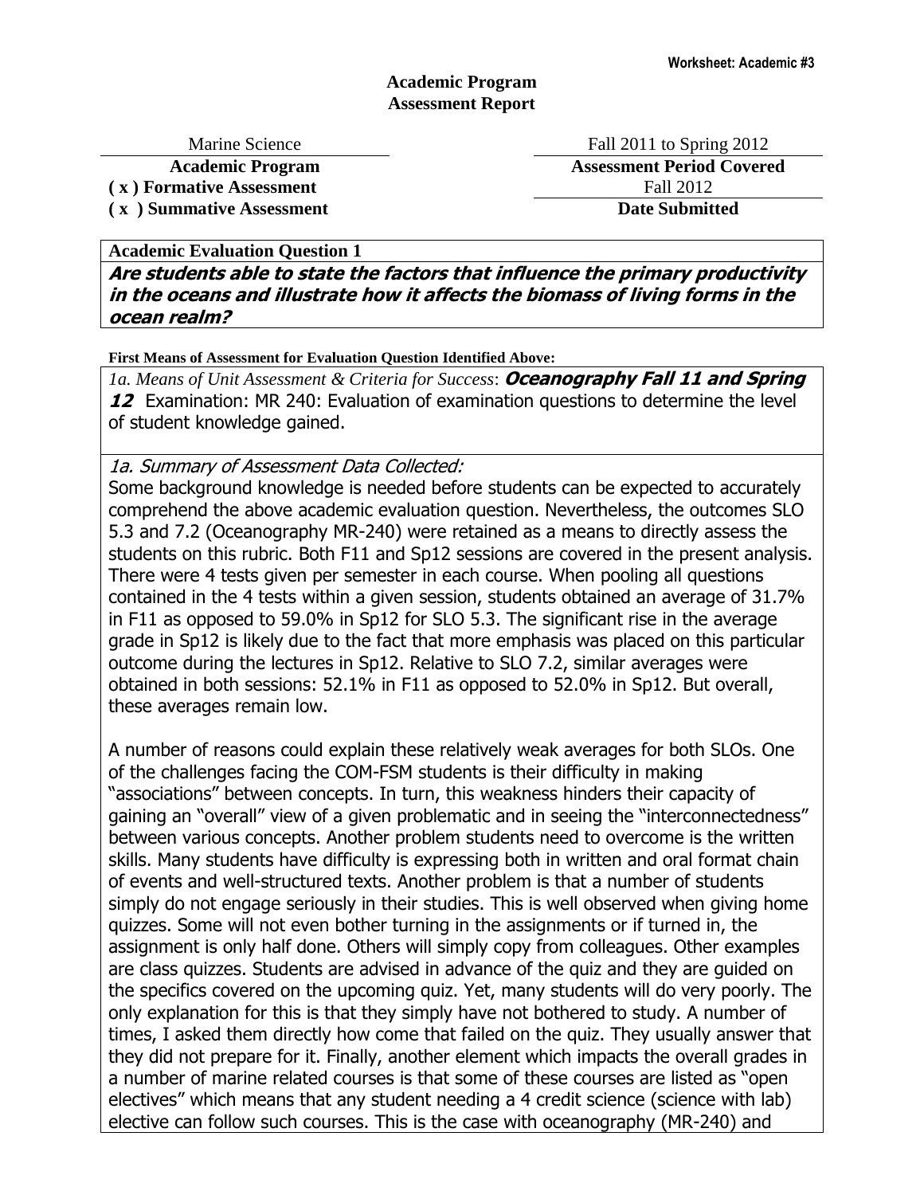Worksheet: Academic #3

# Academic Program Assessment Report

| Marine Science | Fall 2011 to Spring 2012 |
|---|---|
| **Academic Program** | **Assessment Period Covered** |
| **( x ) Formative Assessment** | Fall 2012 |
| **( x ) Summative Assessment** | **Date Submitted** |

**Academic Evaluation Question 1**

***Are students able to state the factors that influence the primary productivity in the oceans and illustrate how it affects the biomass of living forms in the ocean realm?***

**First Means of Assessment for Evaluation Question Identified Above:**

*1a. Means of Unit Assessment & Criteria for Success*: ***Oceanography Fall 11 and Spring 12*** Examination: MR 240: Evaluation of examination questions to determine the level of student knowledge gained.

*1a. Summary of Assessment Data Collected:*

Some background knowledge is needed before students can be expected to accurately comprehend the above academic evaluation question. Nevertheless, the outcomes SLO 5.3 and 7.2 (Oceanography MR-240) were retained as a means to directly assess the students on this rubric. Both F11 and Sp12 sessions are covered in the present analysis. There were 4 tests given per semester in each course. When pooling all questions contained in the 4 tests within a given session, students obtained an average of 31.7% in F11 as opposed to 59.0% in Sp12 for SLO 5.3. The significant rise in the average grade in Sp12 is likely due to the fact that more emphasis was placed on this particular outcome during the lectures in Sp12. Relative to SLO 7.2, similar averages were obtained in both sessions: 52.1% in F11 as opposed to 52.0% in Sp12. But overall, these averages remain low.

A number of reasons could explain these relatively weak averages for both SLOs. One of the challenges facing the COM-FSM students is their difficulty in making "associations" between concepts. In turn, this weakness hinders their capacity of gaining an "overall" view of a given problematic and in seeing the "interconnectedness" between various concepts. Another problem students need to overcome is the written skills. Many students have difficulty is expressing both in written and oral format chain of events and well-structured texts. Another problem is that a number of students simply do not engage seriously in their studies. This is well observed when giving home quizzes. Some will not even bother turning in the assignments or if turned in, the assignment is only half done. Others will simply copy from colleagues. Other examples are class quizzes. Students are advised in advance of the quiz and they are guided on the specifics covered on the upcoming quiz. Yet, many students will do very poorly. The only explanation for this is that they simply have not bothered to study. A number of times, I asked them directly how come that failed on the quiz. They usually answer that they did not prepare for it. Finally, another element which impacts the overall grades in a number of marine related courses is that some of these courses are listed as "open electives" which means that any student needing a 4 credit science (science with lab) elective can follow such courses. This is the case with oceanography (MR-240) and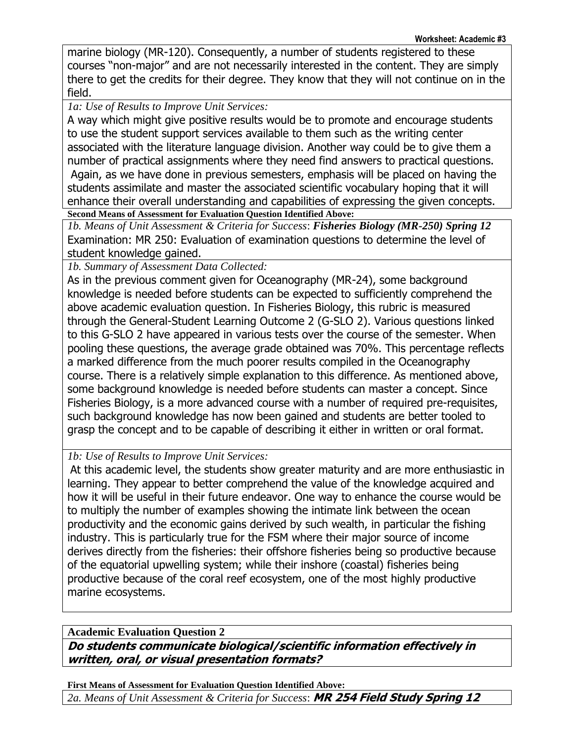marine biology (MR-120). Consequently, a number of students registered to these courses "non-major" and are not necessarily interested in the content. They are simply there to get the credits for their degree. They know that they will not continue on in the field.

*1a: Use of Results to Improve Unit Services:*

A way which might give positive results would be to promote and encourage students to use the student support services available to them such as the writing center associated with the literature language division. Another way could be to give them a number of practical assignments where they need find answers to practical questions. Again, as we have done in previous semesters, emphasis will be placed on having the students assimilate and master the associated scientific vocabulary hoping that it will enhance their overall understanding and capabilities of expressing the given concepts.

**Second Means of Assessment for Evaluation Question Identified Above:**

*1b. Means of Unit Assessment & Criteria for Success*: ***Fisheries Biology (MR-250) Spring 12***
Examination: MR 250: Evaluation of examination questions to determine the level of student knowledge gained.

*1b. Summary of Assessment Data Collected:*

As in the previous comment given for Oceanography (MR-24), some background knowledge is needed before students can be expected to sufficiently comprehend the above academic evaluation question. In Fisheries Biology, this rubric is measured through the General-Student Learning Outcome 2 (G-SLO 2). Various questions linked to this G-SLO 2 have appeared in various tests over the course of the semester. When pooling these questions, the average grade obtained was 70%. This percentage reflects a marked difference from the much poorer results compiled in the Oceanography course. There is a relatively simple explanation to this difference. As mentioned above, some background knowledge is needed before students can master a concept. Since Fisheries Biology, is a more advanced course with a number of required pre-requisites, such background knowledge has now been gained and students are better tooled to grasp the concept and to be capable of describing it either in written or oral format.

*1b: Use of Results to Improve Unit Services:*

At this academic level, the students show greater maturity and are more enthusiastic in learning. They appear to better comprehend the value of the knowledge acquired and how it will be useful in their future endeavor. One way to enhance the course would be to multiply the number of examples showing the intimate link between the ocean productivity and the economic gains derived by such wealth, in particular the fishing industry. This is particularly true for the FSM where their major source of income derives directly from the fisheries: their offshore fisheries being so productive because of the equatorial upwelling system; while their inshore (coastal) fisheries being productive because of the coral reef ecosystem, one of the most highly productive marine ecosystems.

**Academic Evaluation Question 2**

***Do students communicate biological/scientific information effectively in written, oral, or visual presentation formats?***

**First Means of Assessment for Evaluation Question Identified Above:**

*2a. Means of Unit Assessment & Criteria for Success*: ***MR 254 Field Study Spring 12***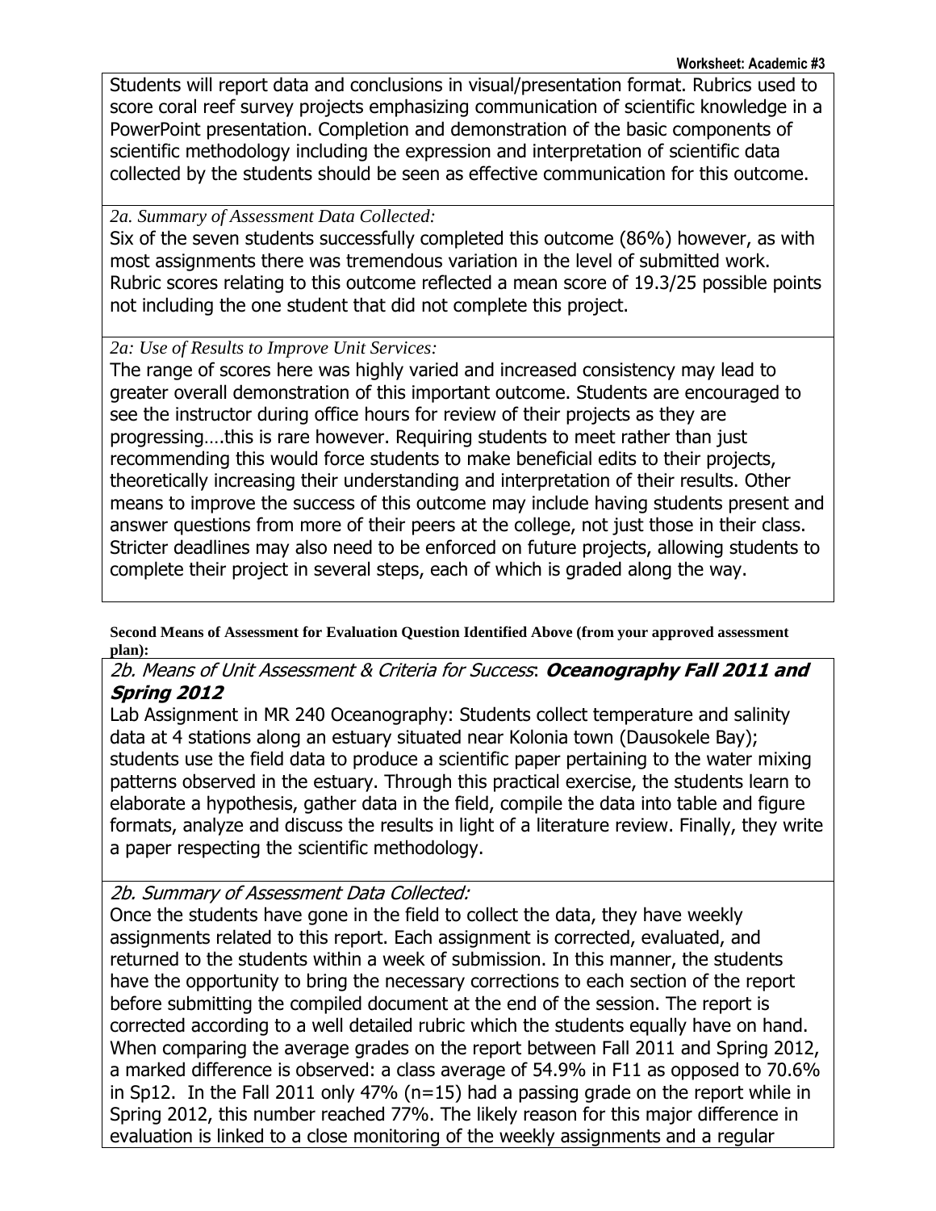Students will report data and conclusions in visual/presentation format. Rubrics used to score coral reef survey projects emphasizing communication of scientific knowledge in a PowerPoint presentation. Completion and demonstration of the basic components of scientific methodology including the expression and interpretation of scientific data collected by the students should be seen as effective communication for this outcome.

*2a. Summary of Assessment Data Collected:*

Six of the seven students successfully completed this outcome (86%) however, as with most assignments there was tremendous variation in the level of submitted work. Rubric scores relating to this outcome reflected a mean score of 19.3/25 possible points not including the one student that did not complete this project.

*2a: Use of Results to Improve Unit Services:*

The range of scores here was highly varied and increased consistency may lead to greater overall demonstration of this important outcome. Students are encouraged to see the instructor during office hours for review of their projects as they are progressing….this is rare however. Requiring students to meet rather than just recommending this would force students to make beneficial edits to their projects, theoretically increasing their understanding and interpretation of their results. Other means to improve the success of this outcome may include having students present and answer questions from more of their peers at the college, not just those in their class. Stricter deadlines may also need to be enforced on future projects, allowing students to complete their project in several steps, each of which is graded along the way.

**Second Means of Assessment for Evaluation Question Identified Above (from your approved assessment plan):**

*2b. Means of Unit Assessment & Criteria for Success*: ***Oceanography Fall 2011 and Spring 2012***

Lab Assignment in MR 240 Oceanography: Students collect temperature and salinity data at 4 stations along an estuary situated near Kolonia town (Dausokele Bay); students use the field data to produce a scientific paper pertaining to the water mixing patterns observed in the estuary. Through this practical exercise, the students learn to elaborate a hypothesis, gather data in the field, compile the data into table and figure formats, analyze and discuss the results in light of a literature review. Finally, they write a paper respecting the scientific methodology.

*2b. Summary of Assessment Data Collected:*

Once the students have gone in the field to collect the data, they have weekly assignments related to this report. Each assignment is corrected, evaluated, and returned to the students within a week of submission. In this manner, the students have the opportunity to bring the necessary corrections to each section of the report before submitting the compiled document at the end of the session. The report is corrected according to a well detailed rubric which the students equally have on hand. When comparing the average grades on the report between Fall 2011 and Spring 2012, a marked difference is observed: a class average of 54.9% in F11 as opposed to 70.6% in Sp12. In the Fall 2011 only 47% (n=15) had a passing grade on the report while in Spring 2012, this number reached 77%. The likely reason for this major difference in evaluation is linked to a close monitoring of the weekly assignments and a regular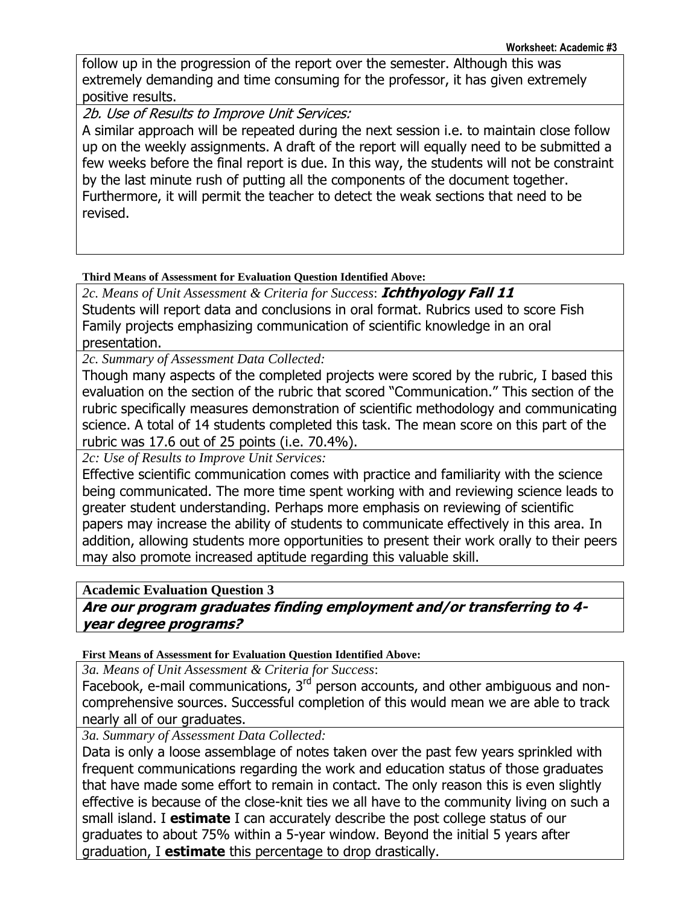follow up in the progression of the report over the semester. Although this was extremely demanding and time consuming for the professor, it has given extremely positive results.

*2b. Use of Results to Improve Unit Services:*

A similar approach will be repeated during the next session i.e. to maintain close follow up on the weekly assignments. A draft of the report will equally need to be submitted a few weeks before the final report is due. In this way, the students will not be constraint by the last minute rush of putting all the components of the document together. Furthermore, it will permit the teacher to detect the weak sections that need to be revised.

**Third Means of Assessment for Evaluation Question Identified Above:**

*2c. Means of Unit Assessment & Criteria for Success*: ***Ichthyology Fall 11***

Students will report data and conclusions in oral format. Rubrics used to score Fish Family projects emphasizing communication of scientific knowledge in an oral presentation.

*2c. Summary of Assessment Data Collected:*

Though many aspects of the completed projects were scored by the rubric, I based this evaluation on the section of the rubric that scored "Communication." This section of the rubric specifically measures demonstration of scientific methodology and communicating science. A total of 14 students completed this task. The mean score on this part of the rubric was 17.6 out of 25 points (i.e. 70.4%).

*2c: Use of Results to Improve Unit Services:*

Effective scientific communication comes with practice and familiarity with the science being communicated. The more time spent working with and reviewing science leads to greater student understanding. Perhaps more emphasis on reviewing of scientific papers may increase the ability of students to communicate effectively in this area. In addition, allowing students more opportunities to present their work orally to their peers may also promote increased aptitude regarding this valuable skill.

**Academic Evaluation Question 3**

***Are our program graduates finding employment and/or transferring to 4-year degree programs?***

**First Means of Assessment for Evaluation Question Identified Above:**

*3a. Means of Unit Assessment & Criteria for Success*:

Facebook, e-mail communications, 3rd person accounts, and other ambiguous and non-comprehensive sources. Successful completion of this would mean we are able to track nearly all of our graduates.

*3a. Summary of Assessment Data Collected:*

Data is only a loose assemblage of notes taken over the past few years sprinkled with frequent communications regarding the work and education status of those graduates that have made some effort to remain in contact. The only reason this is even slightly effective is because of the close-knit ties we all have to the community living on such a small island. I **estimate** I can accurately describe the post college status of our graduates to about 75% within a 5-year window. Beyond the initial 5 years after graduation, I **estimate** this percentage to drop drastically.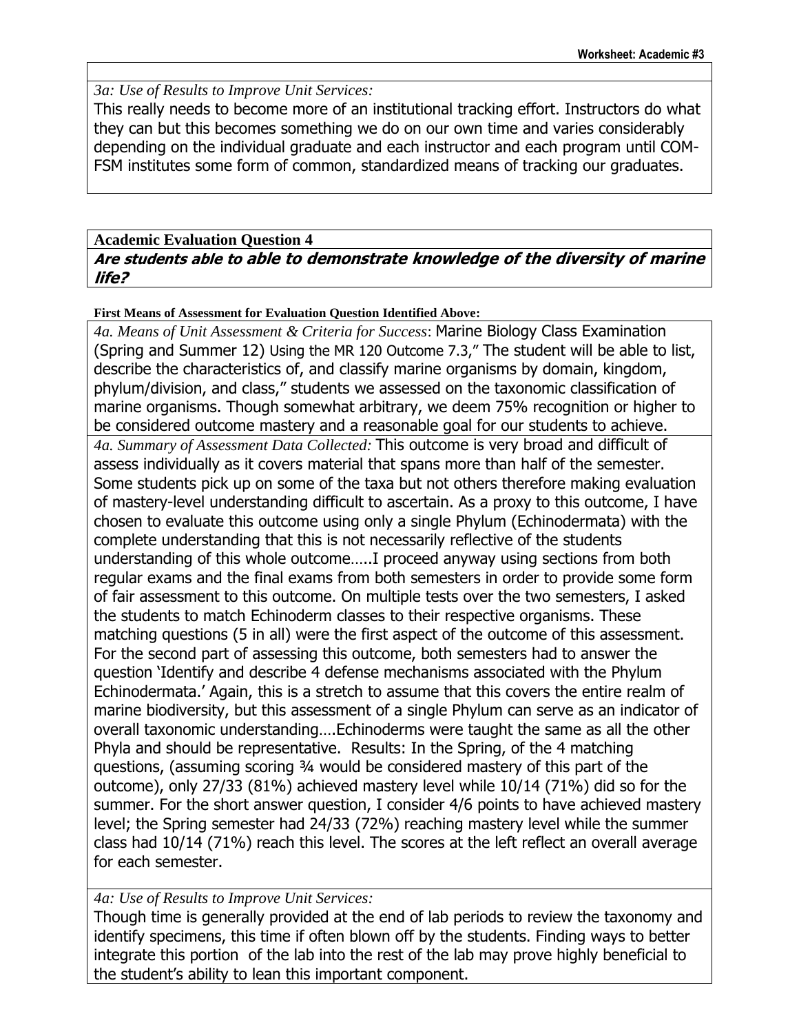*3a: Use of Results to Improve Unit Services:*

This really needs to become more of an institutional tracking effort. Instructors do what they can but this becomes something we do on our own time and varies considerably depending on the individual graduate and each instructor and each program until COM-FSM institutes some form of common, standardized means of tracking our graduates.

**Academic Evaluation Question 4**

***Are students able to able to demonstrate knowledge of the diversity of marine life?***

**First Means of Assessment for Evaluation Question Identified Above:**

*4a. Means of Unit Assessment & Criteria for Success*: Marine Biology Class Examination (Spring and Summer 12) Using the MR 120 Outcome 7.3," The student will be able to list, describe the characteristics of, and classify marine organisms by domain, kingdom, phylum/division, and class," students we assessed on the taxonomic classification of marine organisms. Though somewhat arbitrary, we deem 75% recognition or higher to be considered outcome mastery and a reasonable goal for our students to achieve.

*4a. Summary of Assessment Data Collected:* This outcome is very broad and difficult of assess individually as it covers material that spans more than half of the semester. Some students pick up on some of the taxa but not others therefore making evaluation of mastery-level understanding difficult to ascertain. As a proxy to this outcome, I have chosen to evaluate this outcome using only a single Phylum (Echinodermata) with the complete understanding that this is not necessarily reflective of the students understanding of this whole outcome…..I proceed anyway using sections from both regular exams and the final exams from both semesters in order to provide some form of fair assessment to this outcome. On multiple tests over the two semesters, I asked the students to match Echinoderm classes to their respective organisms. These matching questions (5 in all) were the first aspect of the outcome of this assessment. For the second part of assessing this outcome, both semesters had to answer the question 'Identify and describe 4 defense mechanisms associated with the Phylum Echinodermata.' Again, this is a stretch to assume that this covers the entire realm of marine biodiversity, but this assessment of a single Phylum can serve as an indicator of overall taxonomic understanding….Echinoderms were taught the same as all the other Phyla and should be representative. Results: In the Spring, of the 4 matching questions, (assuming scoring ¾ would be considered mastery of this part of the outcome), only 27/33 (81%) achieved mastery level while 10/14 (71%) did so for the summer. For the short answer question, I consider 4/6 points to have achieved mastery level; the Spring semester had 24/33 (72%) reaching mastery level while the summer class had 10/14 (71%) reach this level. The scores at the left reflect an overall average for each semester.

*4a: Use of Results to Improve Unit Services:*

Though time is generally provided at the end of lab periods to review the taxonomy and identify specimens, this time if often blown off by the students. Finding ways to better integrate this portion of the lab into the rest of the lab may prove highly beneficial to the student's ability to lean this important component.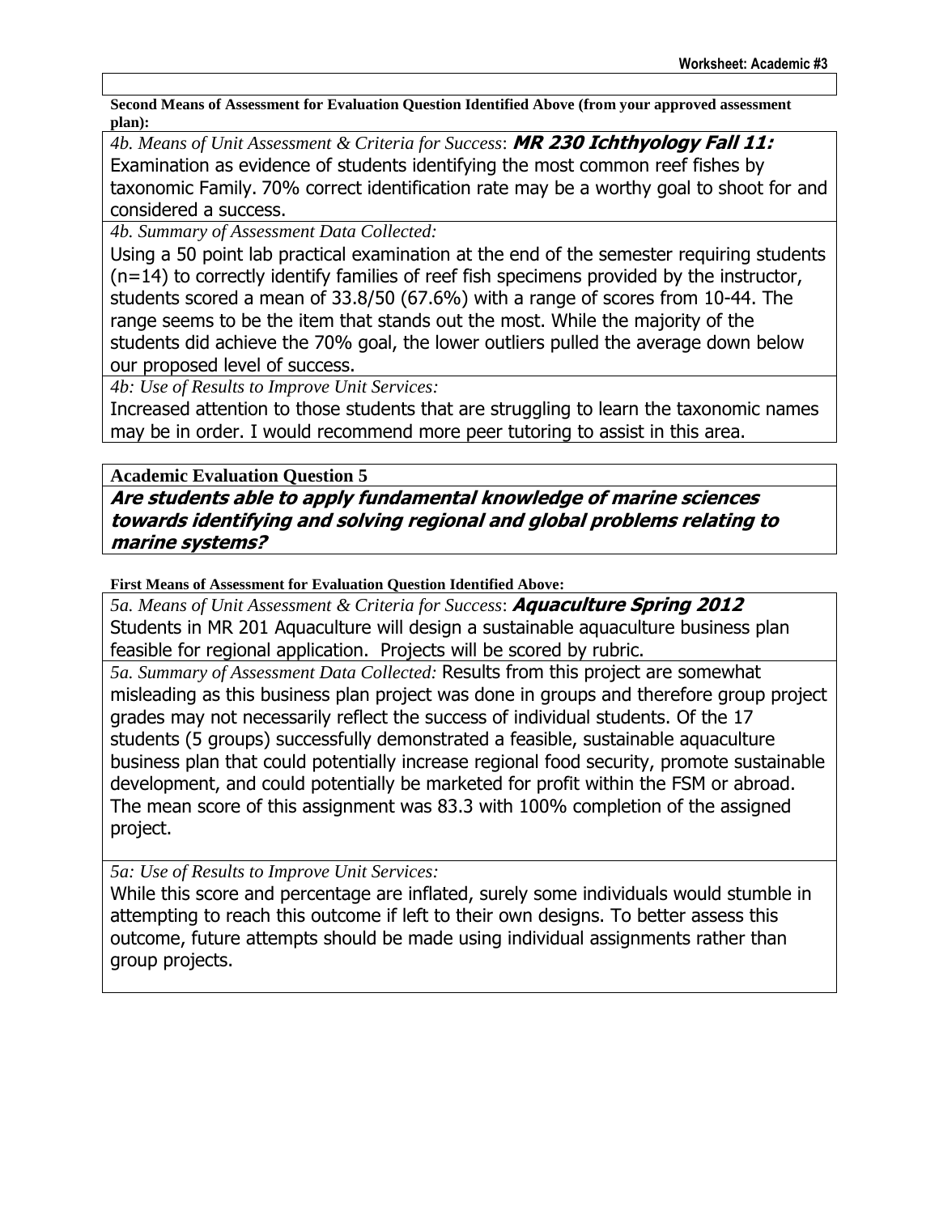**Second Means of Assessment for Evaluation Question Identified Above (from your approved assessment plan):**

*4b. Means of Unit Assessment & Criteria for Success*: ***MR 230 Ichthyology Fall 11:*** Examination as evidence of students identifying the most common reef fishes by taxonomic Family. 70% correct identification rate may be a worthy goal to shoot for and considered a success.

*4b. Summary of Assessment Data Collected:*

Using a 50 point lab practical examination at the end of the semester requiring students (n=14) to correctly identify families of reef fish specimens provided by the instructor, students scored a mean of 33.8/50 (67.6%) with a range of scores from 10-44. The range seems to be the item that stands out the most. While the majority of the students did achieve the 70% goal, the lower outliers pulled the average down below our proposed level of success.

*4b: Use of Results to Improve Unit Services:*

Increased attention to those students that are struggling to learn the taxonomic names may be in order. I would recommend more peer tutoring to assist in this area.

**Academic Evaluation Question 5**

***Are students able to apply fundamental knowledge of marine sciences towards identifying and solving regional and global problems relating to marine systems?***

**First Means of Assessment for Evaluation Question Identified Above:**

*5a. Means of Unit Assessment & Criteria for Success*: ***Aquaculture Spring 2012*** Students in MR 201 Aquaculture will design a sustainable aquaculture business plan feasible for regional application. Projects will be scored by rubric.

*5a. Summary of Assessment Data Collected:* Results from this project are somewhat misleading as this business plan project was done in groups and therefore group project grades may not necessarily reflect the success of individual students. Of the 17 students (5 groups) successfully demonstrated a feasible, sustainable aquaculture business plan that could potentially increase regional food security, promote sustainable development, and could potentially be marketed for profit within the FSM or abroad. The mean score of this assignment was 83.3 with 100% completion of the assigned project.

*5a: Use of Results to Improve Unit Services:*

While this score and percentage are inflated, surely some individuals would stumble in attempting to reach this outcome if left to their own designs. To better assess this outcome, future attempts should be made using individual assignments rather than group projects.